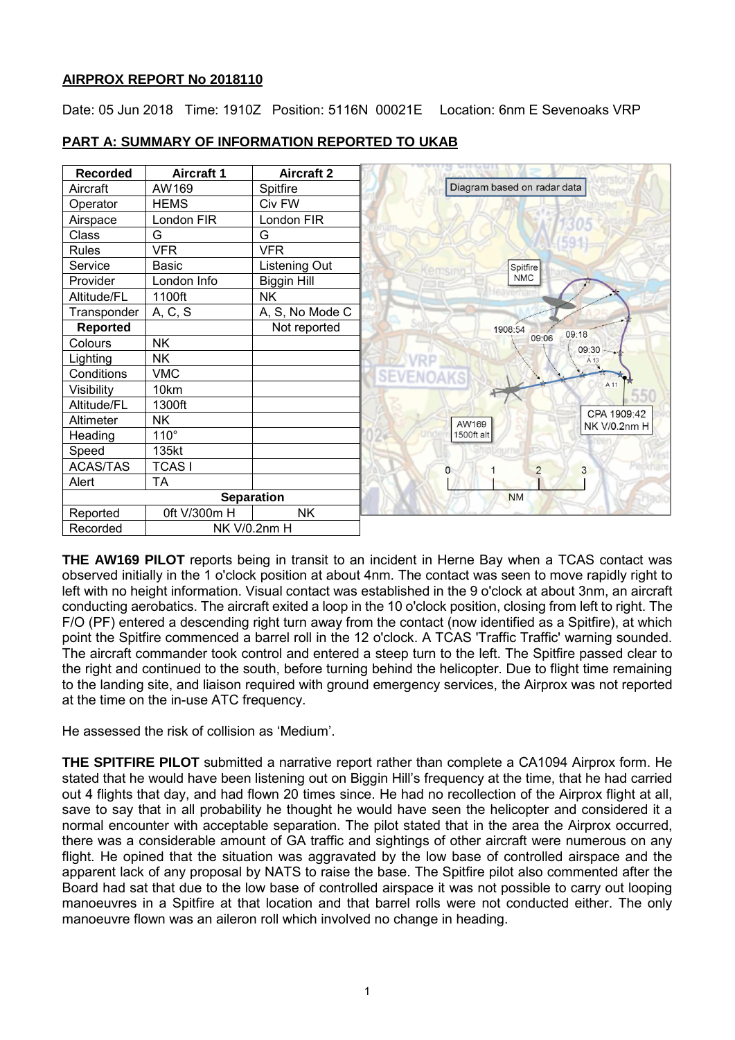## AIRPROX REPORT No 2018110

Date: 05 Jun 2018 Time: 1910Z Position: 5116N 00021E Location: 6nm E Sevenoaks VRP

## PART A: SUMMARY OF INFORMATION REPORTED TO UKAB

| Recorded | Aircraft 1 | Aircraft 2 |
|---|---|---|
| Aircraft | AW169 | Spitfire |
| Operator | HEMS | Civ FW |
| Airspace | London FIR | London FIR |
| Class | G | G |
| Rules | VFR | VFR |
| Service | Basic | Listening Out |
| Provider | London Info | Biggin Hill |
| Altitude/FL | 1100ft | NK |
| Transponder | A, C, S | A, S, No Mode C |
| **Reported** | | Not reported |
| Colours | NK | |
| Lighting | NK | |
| Conditions | VMC | |
| Visibility | 10km | |
| Altitude/FL | 1300ft | |
| Altimeter | NK | |
| Heading | 110° | |
| Speed | 135kt | |
| ACAS/TAS | TCAS I | |
| Alert | TA | |
| **Separation** | | |
| Reported | 0ft V/300m H | NK |
| Recorded | NK V/0.2nm H | |

Diagram based on radar data

**THE AW169 PILOT** reports being in transit to an incident in Herne Bay when a TCAS contact was observed initially in the 1 o'clock position at about 4nm. The contact was seen to move rapidly right to left with no height information. Visual contact was established in the 9 o'clock at about 3nm, an aircraft conducting aerobatics. The aircraft exited a loop in the 10 o'clock position, closing from left to right. The F/O (PF) entered a descending right turn away from the contact (now identified as a Spitfire), at which point the Spitfire commenced a barrel roll in the 12 o'clock. A TCAS 'Traffic Traffic' warning sounded. The aircraft commander took control and entered a steep turn to the left. The Spitfire passed clear to the right and continued to the south, before turning behind the helicopter. Due to flight time remaining to the landing site, and liaison required with ground emergency services, the Airprox was not reported at the time on the in-use ATC frequency.

He assessed the risk of collision as 'Medium'.

**THE SPITFIRE PILOT** submitted a narrative report rather than complete a CA1094 Airprox form. He stated that he would have been listening out on Biggin Hill's frequency at the time, that he had carried out 4 flights that day, and had flown 20 times since. He had no recollection of the Airprox flight at all, save to say that in all probability he thought he would have seen the helicopter and considered it a normal encounter with acceptable separation. The pilot stated that in the area the Airprox occurred, there was a considerable amount of GA traffic and sightings of other aircraft were numerous on any flight. He opined that the situation was aggravated by the low base of controlled airspace and the apparent lack of any proposal by NATS to raise the base. The Spitfire pilot also commented after the Board had sat that due to the low base of controlled airspace it was not possible to carry out looping manoeuvres in a Spitfire at that location and that barrel rolls were not conducted either. The only manoeuvre flown was an aileron roll which involved no change in heading.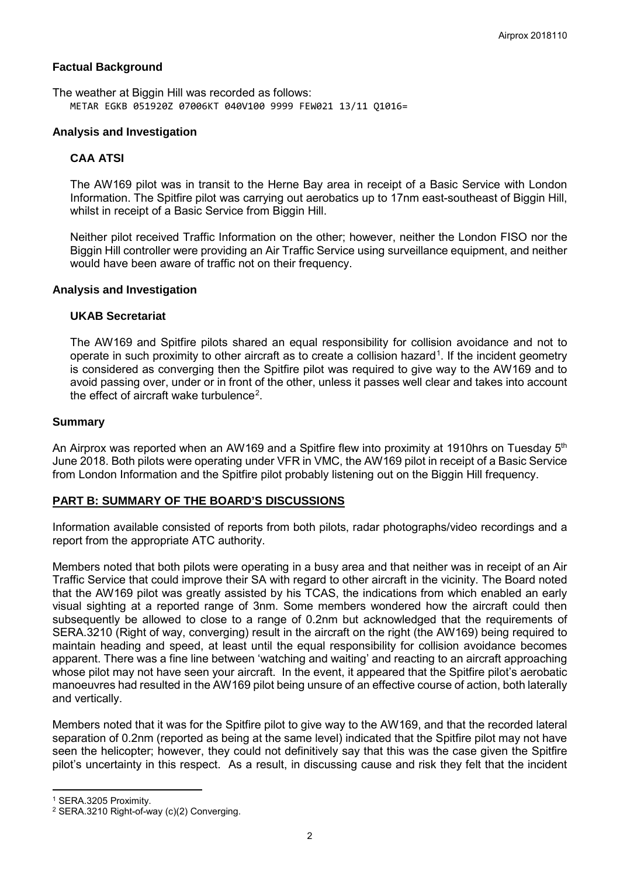## Factual Background

The weather at Biggin Hill was recorded as follows:

```
METAR EGKB 051920Z 07006KT 040V100 9999 FEW021 13/11 Q1016=
```

## Analysis and Investigation

### CAA ATSI

The AW169 pilot was in transit to the Herne Bay area in receipt of a Basic Service with London Information. The Spitfire pilot was carrying out aerobatics up to 17nm east-southeast of Biggin Hill, whilst in receipt of a Basic Service from Biggin Hill.

Neither pilot received Traffic Information on the other; however, neither the London FISO nor the Biggin Hill controller were providing an Air Traffic Service using surveillance equipment, and neither would have been aware of traffic not on their frequency.

## Analysis and Investigation

### UKAB Secretariat

The AW169 and Spitfire pilots shared an equal responsibility for collision avoidance and not to operate in such proximity to other aircraft as to create a collision hazard[1]. If the incident geometry is considered as converging then the Spitfire pilot was required to give way to the AW169 and to avoid passing over, under or in front of the other, unless it passes well clear and takes into account the effect of aircraft wake turbulence[2].

## Summary

An Airprox was reported when an AW169 and a Spitfire flew into proximity at 1910hrs on Tuesday 5th June 2018. Both pilots were operating under VFR in VMC, the AW169 pilot in receipt of a Basic Service from London Information and the Spitfire pilot probably listening out on the Biggin Hill frequency.

## PART B: SUMMARY OF THE BOARD'S DISCUSSIONS

Information available consisted of reports from both pilots, radar photographs/video recordings and a report from the appropriate ATC authority.

Members noted that both pilots were operating in a busy area and that neither was in receipt of an Air Traffic Service that could improve their SA with regard to other aircraft in the vicinity. The Board noted that the AW169 pilot was greatly assisted by his TCAS, the indications from which enabled an early visual sighting at a reported range of 3nm. Some members wondered how the aircraft could then subsequently be allowed to close to a range of 0.2nm but acknowledged that the requirements of SERA.3210 (Right of way, converging) result in the aircraft on the right (the AW169) being required to maintain heading and speed, at least until the equal responsibility for collision avoidance becomes apparent. There was a fine line between 'watching and waiting' and reacting to an aircraft approaching whose pilot may not have seen your aircraft. In the event, it appeared that the Spitfire pilot's aerobatic manoeuvres had resulted in the AW169 pilot being unsure of an effective course of action, both laterally and vertically.

Members noted that it was for the Spitfire pilot to give way to the AW169, and that the recorded lateral separation of 0.2nm (reported as being at the same level) indicated that the Spitfire pilot may not have seen the helicopter; however, they could not definitively say that this was the case given the Spitfire pilot's uncertainty in this respect. As a result, in discussing cause and risk they felt that the incident

---

[1] SERA.3205 Proximity.

[2] SERA.3210 Right-of-way (c)(2) Converging.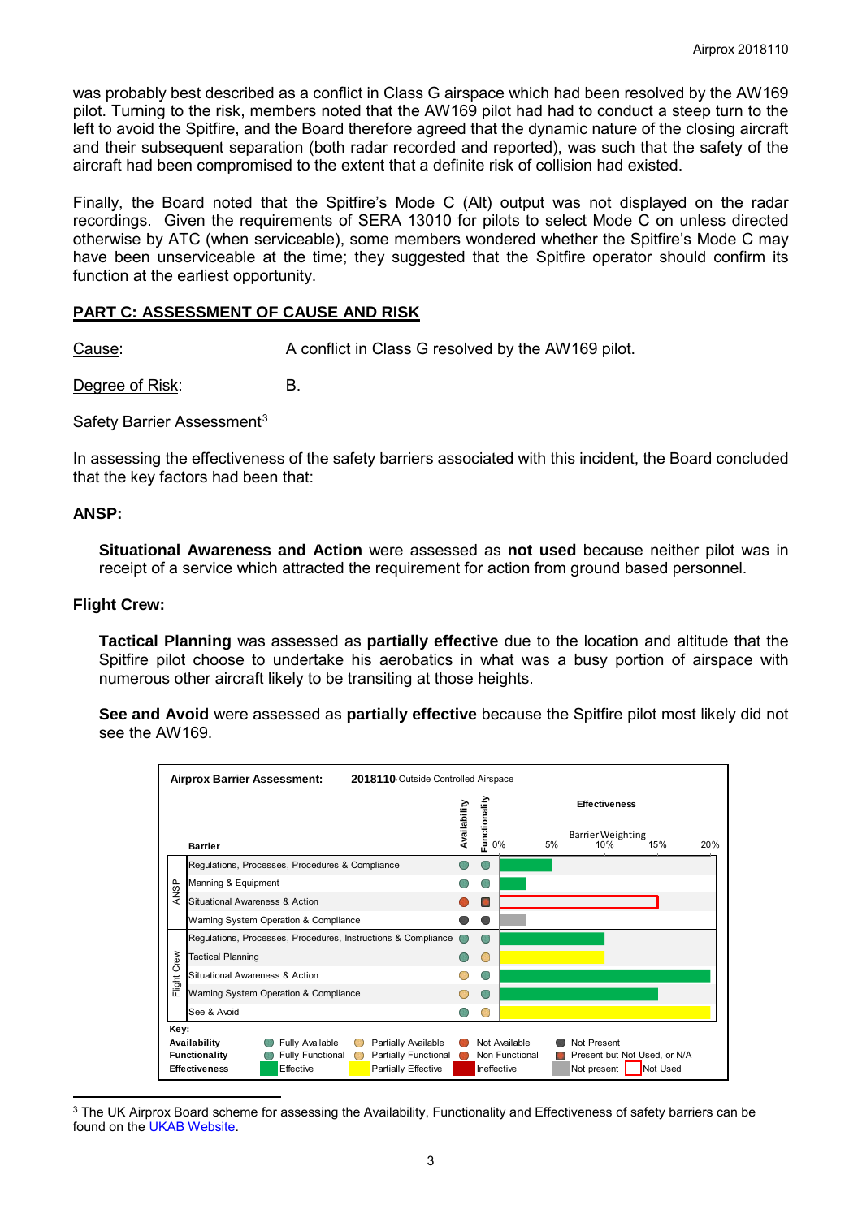was probably best described as a conflict in Class G airspace which had been resolved by the AW169 pilot. Turning to the risk, members noted that the AW169 pilot had had to conduct a steep turn to the left to avoid the Spitfire, and the Board therefore agreed that the dynamic nature of the closing aircraft and their subsequent separation (both radar recorded and reported), was such that the safety of the aircraft had been compromised to the extent that a definite risk of collision had existed.

Finally, the Board noted that the Spitfire's Mode C (Alt) output was not displayed on the radar recordings. Given the requirements of SERA 13010 for pilots to select Mode C on unless directed otherwise by ATC (when serviceable), some members wondered whether the Spitfire's Mode C may have been unserviceable at the time; they suggested that the Spitfire operator should confirm its function at the earliest opportunity.

## PART C: ASSESSMENT OF CAUSE AND RISK

Cause: A conflict in Class G resolved by the AW169 pilot.

Degree of Risk: B.

Safety Barrier Assessment[3]

In assessing the effectiveness of the safety barriers associated with this incident, the Board concluded that the key factors had been that:

**ANSP:**

**Situational Awareness and Action** were assessed as **not used** because neither pilot was in receipt of a service which attracted the requirement for action from ground based personnel.

**Flight Crew:**

**Tactical Planning** was assessed as **partially effective** due to the location and altitude that the Spitfire pilot choose to undertake his aerobatics in what was a busy portion of airspace with numerous other aircraft likely to be transiting at those heights.

**See and Avoid** were assessed as **partially effective** because the Spitfire pilot most likely did not see the AW169.

Airprox Barrier Assessment: 2018110-Outside Controlled Airspace

Barrier
Availability
Functionality
Effectiveness
Barrier Weighting
0% 5% 10% 15% 20%

ANSP
Regulations, Processes, Procedures & Compliance
Manning & Equipment
Situational Awareness & Action
Warning System Operation & Compliance

Flight Crew
Regulations, Processes, Procedures, Instructions & Compliance
Tactical Planning
Situational Awareness & Action
Warning System Operation & Compliance
See & Avoid

Key:
Availability: Fully Available, Partially Available, Not Available, Not Present
Functionality: Fully Functional, Partially Functional, Non Functional, Present but Not Used, or N/A
Effectiveness: Effective, Partially Effective, Ineffective, Not present, Not Used

[3] The UK Airprox Board scheme for assessing the Availability, Functionality and Effectiveness of safety barriers can be found on the UKAB Website.